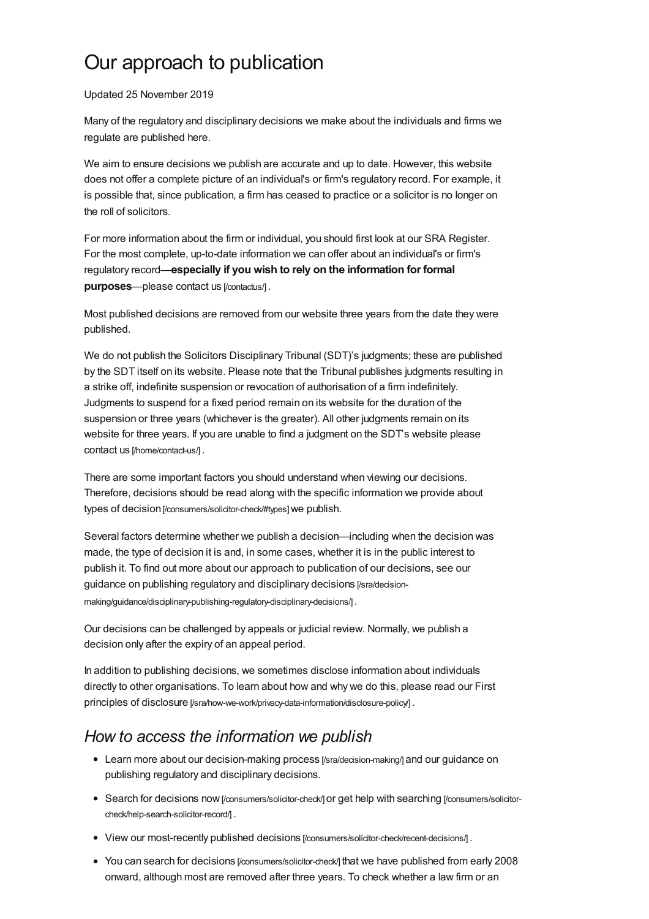# Our approach to publication

Updated 25 November 2019

Many of the regulatory and disciplinary decisions we make about the individuals and firms we regulate are published here.

We aim to ensure decisions we publish are accurate and up to date. However, this website does not offer a complete picture of an individual's or firm's regulatory record. For example, it is possible that, since publication, a firm has ceased to practice or a solicitor is no longer on the roll of solicitors.

For more information about the firm or individual, you should first look at our SRA Register. For the most complete, up-to-date information we can offer about an individual's or firm's regulatory record—**especially if you wish to rely on the information for formal purposes**—please contact us [/contactus/] .

Most published decisions are removed from our website three years from the date they were published.

We do not publish the Solicitors Disciplinary Tribunal (SDT)'s judgments; these are published by the SDT itself on its website. Please note that the Tribunal publishes judgments resulting in a strike off, indefinite suspension or revocation of authorisation of a firm indefinitely. Judgments to suspend for a fixed period remain on its website for the duration of the suspension or three years (whichever is the greater). All other judgments remain on its website for three years. If you are unable to find a judgment on the SDT's website please contact us [/home/contact-us/] .

There are some important factors you should understand when viewing our decisions. Therefore, decisions should be read along with the specific information we provide about types of decision [/consumers/solicitor-check/#types] we publish.

Several factors determine whether we publish a decision—including when the decision was made, the type of decision it is and, in some cases, whether it is in the public interest to publish it. To find out more about our approach to publication of our decisions, see our guidance on publishing regulatory and disciplinary decisions [/sra/decision-making/guidance/disciplinary-publishing-regulatory-disciplinary-decisions/] .

Our decisions can be challenged by appeals or judicial review. Normally, we publish a decision only after the expiry of an appeal period.

In addition to publishing decisions, we sometimes disclose information about individuals directly to other organisations. To learn about how and why we do this, please read our First principles of disclosure [/sra/how-we-work/privacy-data-information/disclosure-policy/] .

## *How to access the information we publish*

- Learn more about our decision-making process [/sra/decision-making/] and our guidance on publishing regulatory and disciplinary decisions.
- Search for decisions now [/consumers/solicitor-check/] or get help with searching [/consumers/solicitor-check/help-search-solicitor-record/] .
- View our most-recently published decisions [/consumers/solicitor-check/recent-decisions/] .
- You can search for decisions [/consumers/solicitor-check/] that we have published from early 2008 onward, although most are removed after three years. To check whether a law firm or an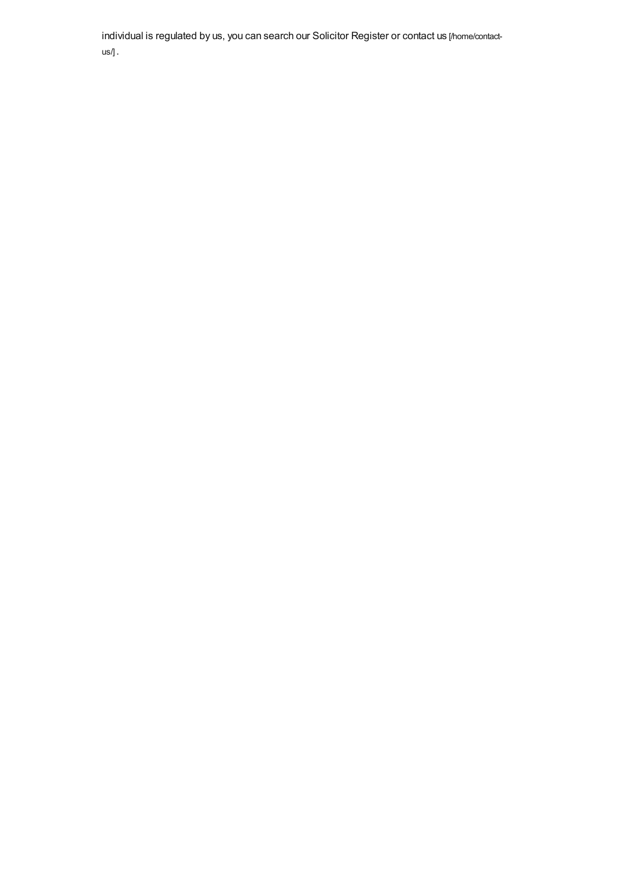individual is regulated by us, you can search our Solicitor Register or contact us [/home/contact-us/] .